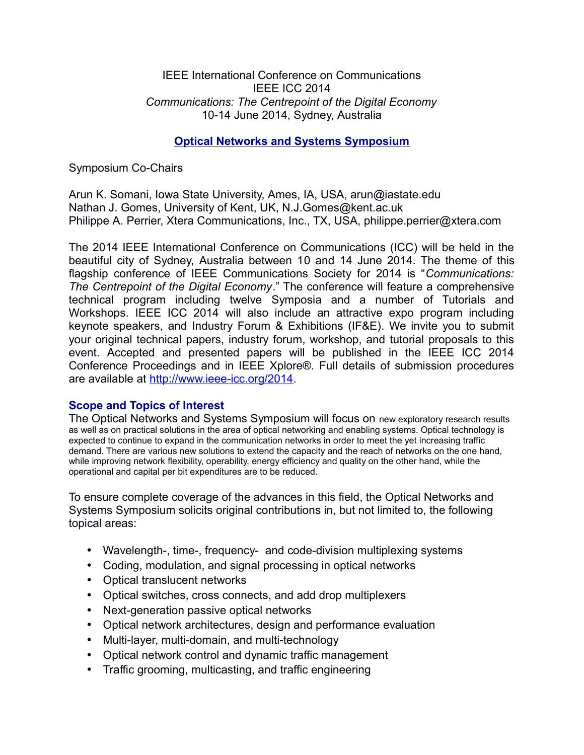IEEE International Conference on Communications
IEEE ICC 2014
*Communications: The Centrepoint of the Digital Economy*
10-14 June 2014, Sydney, Australia

## Optical Networks and Systems Symposium

Symposium Co-Chairs

Arun K. Somani, Iowa State University, Ames, IA, USA, arun@iastate.edu
Nathan J. Gomes, University of Kent, UK, N.J.Gomes@kent.ac.uk
Philippe A. Perrier, Xtera Communications, Inc., TX, USA, philippe.perrier@xtera.com

The 2014 IEEE International Conference on Communications (ICC) will be held in the beautiful city of Sydney, Australia between 10 and 14 June 2014. The theme of this flagship conference of IEEE Communications Society for 2014 is "*Communications: The Centrepoint of the Digital Economy*." The conference will feature a comprehensive technical program including twelve Symposia and a number of Tutorials and Workshops. IEEE ICC 2014 will also include an attractive expo program including keynote speakers, and Industry Forum & Exhibitions (IF&E). We invite you to submit your original technical papers, industry forum, workshop, and tutorial proposals to this event. Accepted and presented papers will be published in the IEEE ICC 2014 Conference Proceedings and in IEEE Xplore®. Full details of submission procedures are available at http://www.ieee-icc.org/2014.

### Scope and Topics of Interest

The Optical Networks and Systems Symposium will focus on new exploratory research results as well as on practical solutions in the area of optical networking and enabling systems. Optical technology is expected to continue to expand in the communication networks in order to meet the yet increasing traffic demand. There are various new solutions to extend the capacity and the reach of networks on the one hand, while improving network flexibility, operability, energy efficiency and quality on the other hand, while the operational and capital per bit expenditures are to be reduced.

To ensure complete coverage of the advances in this field, the Optical Networks and Systems Symposium solicits original contributions in, but not limited to, the following topical areas:

- Wavelength-, time-, frequency- and code-division multiplexing systems
- Coding, modulation, and signal processing in optical networks
- Optical translucent networks
- Optical switches, cross connects, and add drop multiplexers
- Next-generation passive optical networks
- Optical network architectures, design and performance evaluation
- Multi-layer, multi-domain, and multi-technology
- Optical network control and dynamic traffic management
- Traffic grooming, multicasting, and traffic engineering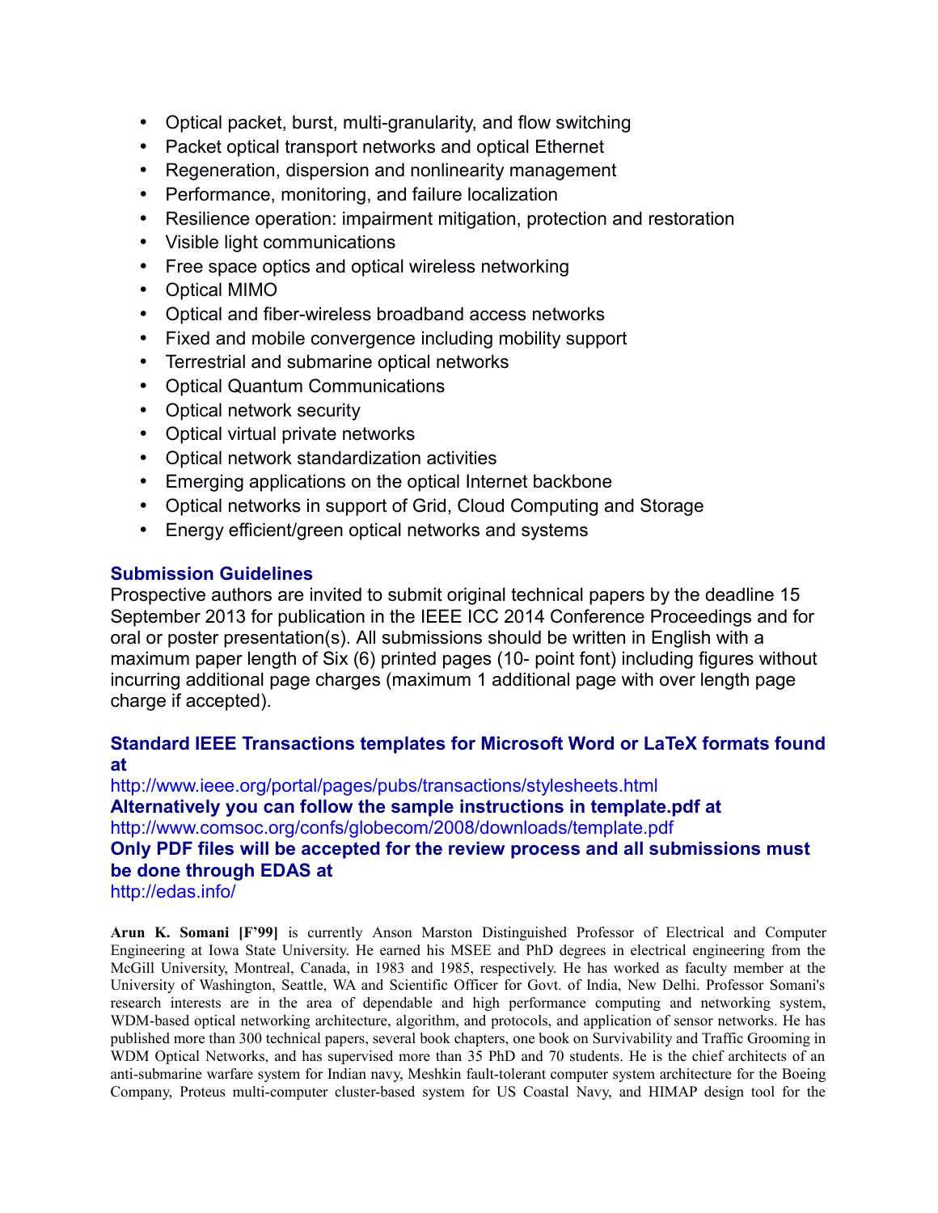- Optical packet, burst, multi-granularity, and flow switching
- Packet optical transport networks and optical Ethernet
- Regeneration, dispersion and nonlinearity management
- Performance, monitoring, and failure localization
- Resilience operation: impairment mitigation, protection and restoration
- Visible light communications
- Free space optics and optical wireless networking
- Optical MIMO
- Optical and fiber-wireless broadband access networks
- Fixed and mobile convergence including mobility support
- Terrestrial and submarine optical networks
- Optical Quantum Communications
- Optical network security
- Optical virtual private networks
- Optical network standardization activities
- Emerging applications on the optical Internet backbone
- Optical networks in support of Grid, Cloud Computing and Storage
- Energy efficient/green optical networks and systems

## Submission Guidelines

Prospective authors are invited to submit original technical papers by the deadline 15 September 2013 for publication in the IEEE ICC 2014 Conference Proceedings and for oral or poster presentation(s). All submissions should be written in English with a maximum paper length of Six (6) printed pages (10- point font) including figures without incurring additional page charges (maximum 1 additional page with over length page charge if accepted).

**Standard IEEE Transactions templates for Microsoft Word or LaTeX formats found at**
http://www.ieee.org/portal/pages/pubs/transactions/stylesheets.html
**Alternatively you can follow the sample instructions in template.pdf at**
http://www.comsoc.org/confs/globecom/2008/downloads/template.pdf
**Only PDF files will be accepted for the review process and all submissions must be done through EDAS at**
http://edas.info/

**Arun K. Somani [F'99]** is currently Anson Marston Distinguished Professor of Electrical and Computer Engineering at Iowa State University. He earned his MSEE and PhD degrees in electrical engineering from the McGill University, Montreal, Canada, in 1983 and 1985, respectively. He has worked as faculty member at the University of Washington, Seattle, WA and Scientific Officer for Govt. of India, New Delhi. Professor Somani's research interests are in the area of dependable and high performance computing and networking system, WDM-based optical networking architecture, algorithm, and protocols, and application of sensor networks. He has published more than 300 technical papers, several book chapters, one book on Survivability and Traffic Grooming in WDM Optical Networks, and has supervised more than 35 PhD and 70 students. He is the chief architects of an anti-submarine warfare system for Indian navy, Meshkin fault-tolerant computer system architecture for the Boeing Company, Proteus multi-computer cluster-based system for US Coastal Navy, and HIMAP design tool for the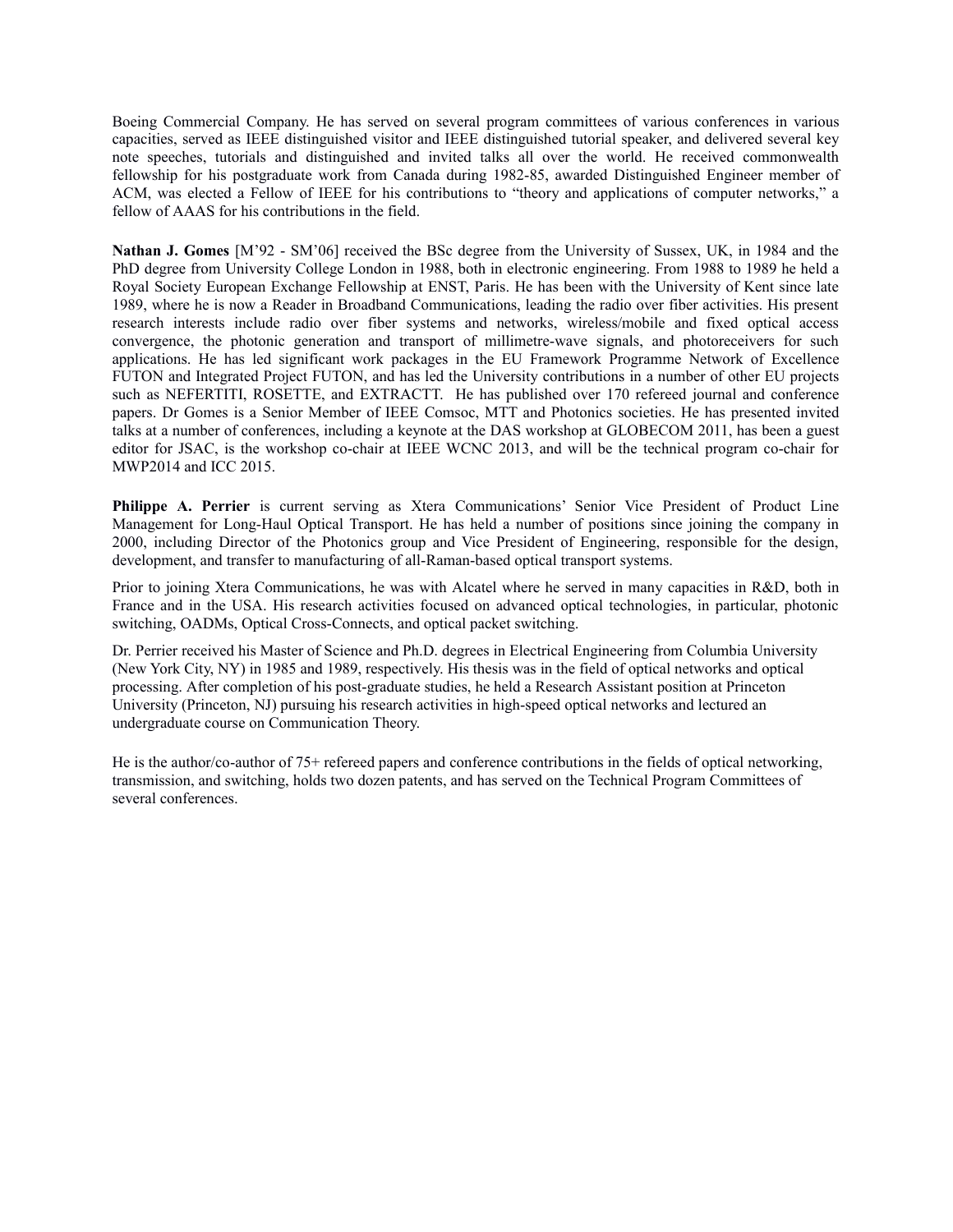Boeing Commercial Company. He has served on several program committees of various conferences in various capacities, served as IEEE distinguished visitor and IEEE distinguished tutorial speaker, and delivered several key note speeches, tutorials and distinguished and invited talks all over the world. He received commonwealth fellowship for his postgraduate work from Canada during 1982-85, awarded Distinguished Engineer member of ACM, was elected a Fellow of IEEE for his contributions to "theory and applications of computer networks," a fellow of AAAS for his contributions in the field.

**Nathan J. Gomes** [M'92 - SM'06] received the BSc degree from the University of Sussex, UK, in 1984 and the PhD degree from University College London in 1988, both in electronic engineering. From 1988 to 1989 he held a Royal Society European Exchange Fellowship at ENST, Paris. He has been with the University of Kent since late 1989, where he is now a Reader in Broadband Communications, leading the radio over fiber activities. His present research interests include radio over fiber systems and networks, wireless/mobile and fixed optical access convergence, the photonic generation and transport of millimetre-wave signals, and photoreceivers for such applications. He has led significant work packages in the EU Framework Programme Network of Excellence FUTON and Integrated Project FUTON, and has led the University contributions in a number of other EU projects such as NEFERTITI, ROSETTE, and EXTRACTT. He has published over 170 refereed journal and conference papers. Dr Gomes is a Senior Member of IEEE Comsoc, MTT and Photonics societies. He has presented invited talks at a number of conferences, including a keynote at the DAS workshop at GLOBECOM 2011, has been a guest editor for JSAC, is the workshop co-chair at IEEE WCNC 2013, and will be the technical program co-chair for MWP2014 and ICC 2015.

**Philippe A. Perrier** is current serving as Xtera Communications' Senior Vice President of Product Line Management for Long-Haul Optical Transport. He has held a number of positions since joining the company in 2000, including Director of the Photonics group and Vice President of Engineering, responsible for the design, development, and transfer to manufacturing of all-Raman-based optical transport systems.

Prior to joining Xtera Communications, he was with Alcatel where he served in many capacities in R&D, both in France and in the USA. His research activities focused on advanced optical technologies, in particular, photonic switching, OADMs, Optical Cross-Connects, and optical packet switching.

Dr. Perrier received his Master of Science and Ph.D. degrees in Electrical Engineering from Columbia University (New York City, NY) in 1985 and 1989, respectively. His thesis was in the field of optical networks and optical processing. After completion of his post-graduate studies, he held a Research Assistant position at Princeton University (Princeton, NJ) pursuing his research activities in high-speed optical networks and lectured an undergraduate course on Communication Theory.

He is the author/co-author of 75+ refereed papers and conference contributions in the fields of optical networking, transmission, and switching, holds two dozen patents, and has served on the Technical Program Committees of several conferences.